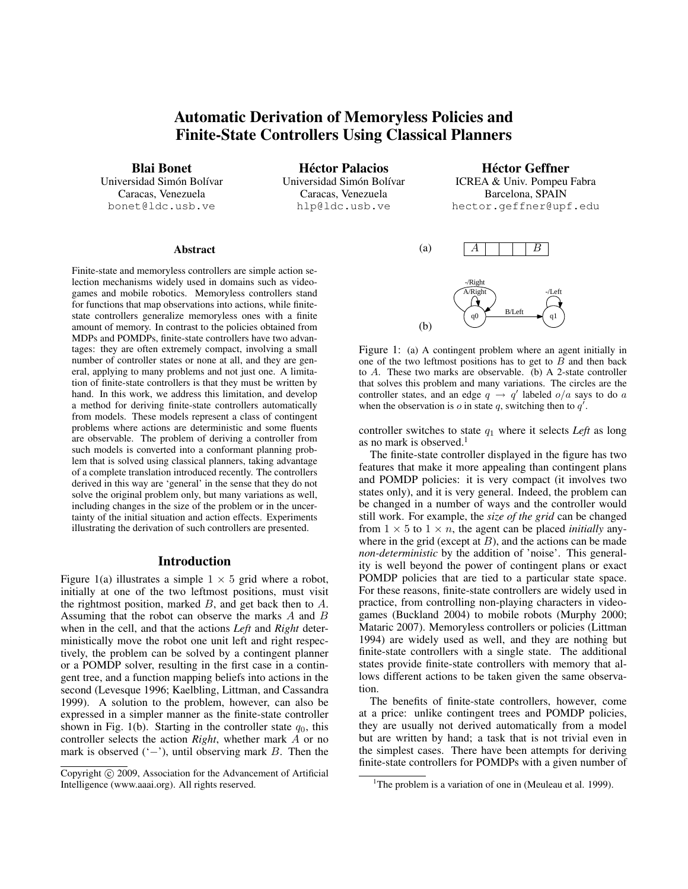# Automatic Derivation of Memoryless Policies and Finite-State Controllers Using Classical Planners

**Blai Bonet**
Universidad Simón Bolívar
Caracas, Venezuela
bonet@ldc.usb.ve

**Héctor Palacios**
Universidad Simón Bolívar
Caracas, Venezuela
hlp@ldc.usb.ve

**Héctor Geffner**
ICREA & Univ. Pompeu Fabra
Barcelona, SPAIN
hector.geffner@upf.edu

## Abstract

Finite-state and memoryless controllers are simple action selection mechanisms widely used in domains such as videogames and mobile robotics. Memoryless controllers stand for functions that map observations into actions, while finite-state controllers generalize memoryless ones with a finite amount of memory. In contrast to the policies obtained from MDPs and POMDPs, finite-state controllers have two advantages: they are often extremely compact, involving a small number of controller states or none at all, and they are general, applying to many problems and not just one. A limitation of finite-state controllers is that they must be written by hand. In this work, we address this limitation, and develop a method for deriving finite-state controllers automatically from models. These models represent a class of contingent problems where actions are deterministic and some fluents are observable. The problem of deriving a controller from such models is converted into a conformant planning problem that is solved using classical planners, taking advantage of a complete translation introduced recently. The controllers derived in this way are 'general' in the sense that they do not solve the original problem only, but many variations as well, including changes in the size of the problem or in the uncertainty of the initial situation and action effects. Experiments illustrating the derivation of such controllers are presented.

## Introduction

Figure 1(a) illustrates a simple $1 \times 5$ grid where a robot, initially at one of the two leftmost positions, must visit the rightmost position, marked $B$, and get back then to $A$. Assuming that the robot can observe the marks $A$ and $B$ when in the cell, and that the actions *Left* and *Right* deterministically move the robot one unit left and right respectively, the problem can be solved by a contingent planner or a POMDP solver, resulting in the first case in a contingent tree, and a function mapping beliefs into actions in the second (Levesque 1996; Kaelbling, Littman, and Cassandra 1999). A solution to the problem, however, can also be expressed in a simpler manner as the finite-state controller shown in Fig. 1(b). Starting in the controller state $q_0$, this controller selects the action *Right*, whether mark $A$ or no mark is observed ('$-$'), until observing mark $B$. Then the controller switches to state $q_1$ where it selects *Left* as long as no mark is observed.[1]

Figure 1: (a) A contingent problem where an agent initially in one of the two leftmost positions has to get to $B$ and then back to $A$. These two marks are observable. (b) A 2-state controller that solves this problem and many variations. The circles are the controller states, and an edge $q \rightarrow q'$ labeled $o/a$ says to do $a$ when the observation is $o$ in state $q$, switching then to $q'$.

The finite-state controller displayed in the figure has two features that make it more appealing than contingent plans and POMDP policies: it is very compact (it involves two states only), and it is very general. Indeed, the problem can be changed in a number of ways and the controller would still work. For example, the *size of the grid* can be changed from $1 \times 5$ to $1 \times n$, the agent can be placed *initially* anywhere in the grid (except at $B$), and the actions can be made *non-deterministic* by the addition of 'noise'. This generality is well beyond the power of contingent plans or exact POMDP policies that are tied to a particular state space. For these reasons, finite-state controllers are widely used in practice, from controlling non-playing characters in videogames (Buckland 2004) to mobile robots (Murphy 2000; Mataric 2007). Memoryless controllers or policies (Littman 1994) are widely used as well, and they are nothing but finite-state controllers with a single state. The additional states provide finite-state controllers with memory that allows different actions to be taken given the same observation.

The benefits of finite-state controllers, however, come at a price: unlike contingent trees and POMDP policies, they are usually not derived automatically from a model but are written by hand; a task that is not trivial even in the simplest cases. There have been attempts for deriving finite-state controllers for POMDPs with a given number of

[1]The problem is a variation of one in (Meuleau et al. 1999).

Copyright © 2009, Association for the Advancement of Artificial Intelligence (www.aaai.org). All rights reserved.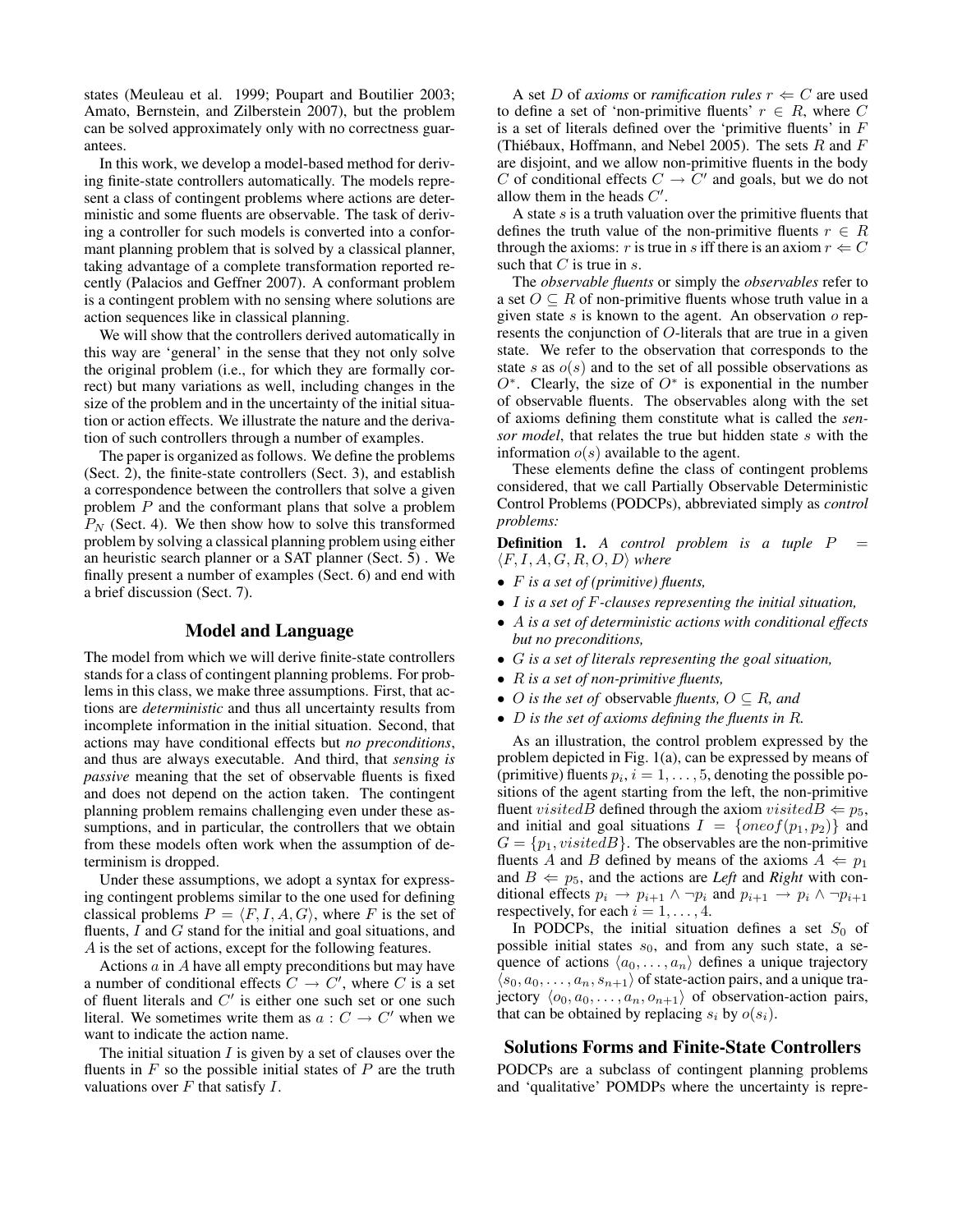states (Meuleau et al. 1999; Poupart and Boutilier 2003; Amato, Bernstein, and Zilberstein 2007), but the problem can be solved approximately only with no correctness guarantees.

In this work, we develop a model-based method for deriving finite-state controllers automatically. The models represent a class of contingent problems where actions are deterministic and some fluents are observable. The task of deriving a controller for such models is converted into a conformant planning problem that is solved by a classical planner, taking advantage of a complete transformation reported recently (Palacios and Geffner 2007). A conformant problem is a contingent problem with no sensing where solutions are action sequences like in classical planning.

We will show that the controllers derived automatically in this way are 'general' in the sense that they not only solve the original problem (i.e., for which they are formally correct) but many variations as well, including changes in the size of the problem and in the uncertainty of the initial situation or action effects. We illustrate the nature and the derivation of such controllers through a number of examples.

The paper is organized as follows. We define the problems (Sect. 2), the finite-state controllers (Sect. 3), and establish a correspondence between the controllers that solve a given problem $P$ and the conformant plans that solve a problem $P_N$ (Sect. 4). We then show how to solve this transformed problem by solving a classical planning problem using either an heuristic search planner or a SAT planner (Sect. 5) . We finally present a number of examples (Sect. 6) and end with a brief discussion (Sect. 7).

## Model and Language

The model from which we will derive finite-state controllers stands for a class of contingent planning problems. For problems in this class, we make three assumptions. First, that actions are *deterministic* and thus all uncertainty results from incomplete information in the initial situation. Second, that actions may have conditional effects but *no preconditions*, and thus are always executable. And third, that *sensing is passive* meaning that the set of observable fluents is fixed and does not depend on the action taken. The contingent planning problem remains challenging even under these assumptions, and in particular, the controllers that we obtain from these models often work when the assumption of determinism is dropped.

Under these assumptions, we adopt a syntax for expressing contingent problems similar to the one used for defining classical problems $P = \langle F, I, A, G \rangle$, where $F$ is the set of fluents, $I$ and $G$ stand for the initial and goal situations, and $A$ is the set of actions, except for the following features.

Actions $a$ in $A$ have all empty preconditions but may have a number of conditional effects $C \rightarrow C'$, where $C$ is a set of fluent literals and $C'$ is either one such set or one such literal. We sometimes write them as $a : C \rightarrow C'$ when we want to indicate the action name.

The initial situation $I$ is given by a set of clauses over the fluents in $F$ so the possible initial states of $P$ are the truth valuations over $F$ that satisfy $I$.

A set $D$ of *axioms* or *ramification rules* $r \Leftarrow C$ are used to define a set of 'non-primitive fluents' $r \in R$, where $C$ is a set of literals defined over the 'primitive fluents' in $F$ (Thiébaux, Hoffmann, and Nebel 2005). The sets $R$ and $F$ are disjoint, and we allow non-primitive fluents in the body $C$ of conditional effects $C \rightarrow C'$ and goals, but we do not allow them in the heads $C'$.

A state $s$ is a truth valuation over the primitive fluents that defines the truth value of the non-primitive fluents $r \in R$ through the axioms: $r$ is true in $s$ iff there is an axiom $r \Leftarrow C$ such that $C$ is true in $s$.

The *observable fluents* or simply the *observables* refer to a set $O \subseteq R$ of non-primitive fluents whose truth value in a given state $s$ is known to the agent. An observation $o$ represents the conjunction of $O$-literals that are true in a given state. We refer to the observation that corresponds to the state $s$ as $o(s)$ and to the set of all possible observations as $O^*$. Clearly, the size of $O^*$ is exponential in the number of observable fluents. The observables along with the set of axioms defining them constitute what is called the *sensor model*, that relates the true but hidden state $s$ with the information $o(s)$ available to the agent.

These elements define the class of contingent problems considered, that we call Partially Observable Deterministic Control Problems (PODCPs), abbreviated simply as *control problems:*

**Definition 1.** *A control problem is a tuple* $P = \langle F, I, A, G, R, O, D \rangle$ *where*

- $F$ *is a set of (primitive) fluents,*
- $I$ *is a set of* $F$*-clauses representing the initial situation,*
- $A$ *is a set of deterministic actions with conditional effects but no preconditions,*
- $G$ *is a set of literals representing the goal situation,*
- $R$ *is a set of non-primitive fluents,*
- $O$ *is the set of* observable *fluents,* $O \subseteq R$*, and*
- $D$ *is the set of axioms defining the fluents in* $R$*.*

As an illustration, the control problem expressed by the problem depicted in Fig. 1(a), can be expressed by means of (primitive) fluents $p_i, i = 1, \ldots, 5$, denoting the possible positions of the agent starting from the left, the non-primitive fluent $visitedB$ defined through the axiom $visitedB \Leftarrow p_5$, and initial and goal situations $I = \{oneof(p_1, p_2)\}$ and $G = \{p_1, visitedB\}$. The observables are the non-primitive fluents $A$ and $B$ defined by means of the axioms $A \Leftarrow p_1$ and $B \Leftarrow p_5$, and the actions are ***Left*** and ***Right*** with conditional effects $p_i \rightarrow p_{i+1} \wedge \neg p_i$ and $p_{i+1} \rightarrow p_i \wedge \neg p_{i+1}$ respectively, for each $i = 1, \ldots, 4$.

In PODCPs, the initial situation defines a set $S_0$ of possible initial states $s_0$, and from any such state, a sequence of actions $\langle a_0, \ldots, a_n \rangle$ defines a unique trajectory $\langle s_0, a_0, \ldots, a_n, s_{n+1} \rangle$ of state-action pairs, and a unique trajectory $\langle o_0, a_0, \ldots, a_n, o_{n+1} \rangle$ of observation-action pairs, that can be obtained by replacing $s_i$ by $o(s_i)$.

## Solutions Forms and Finite-State Controllers

PODCPs are a subclass of contingent planning problems and 'qualitative' POMDPs where the uncertainty is repre-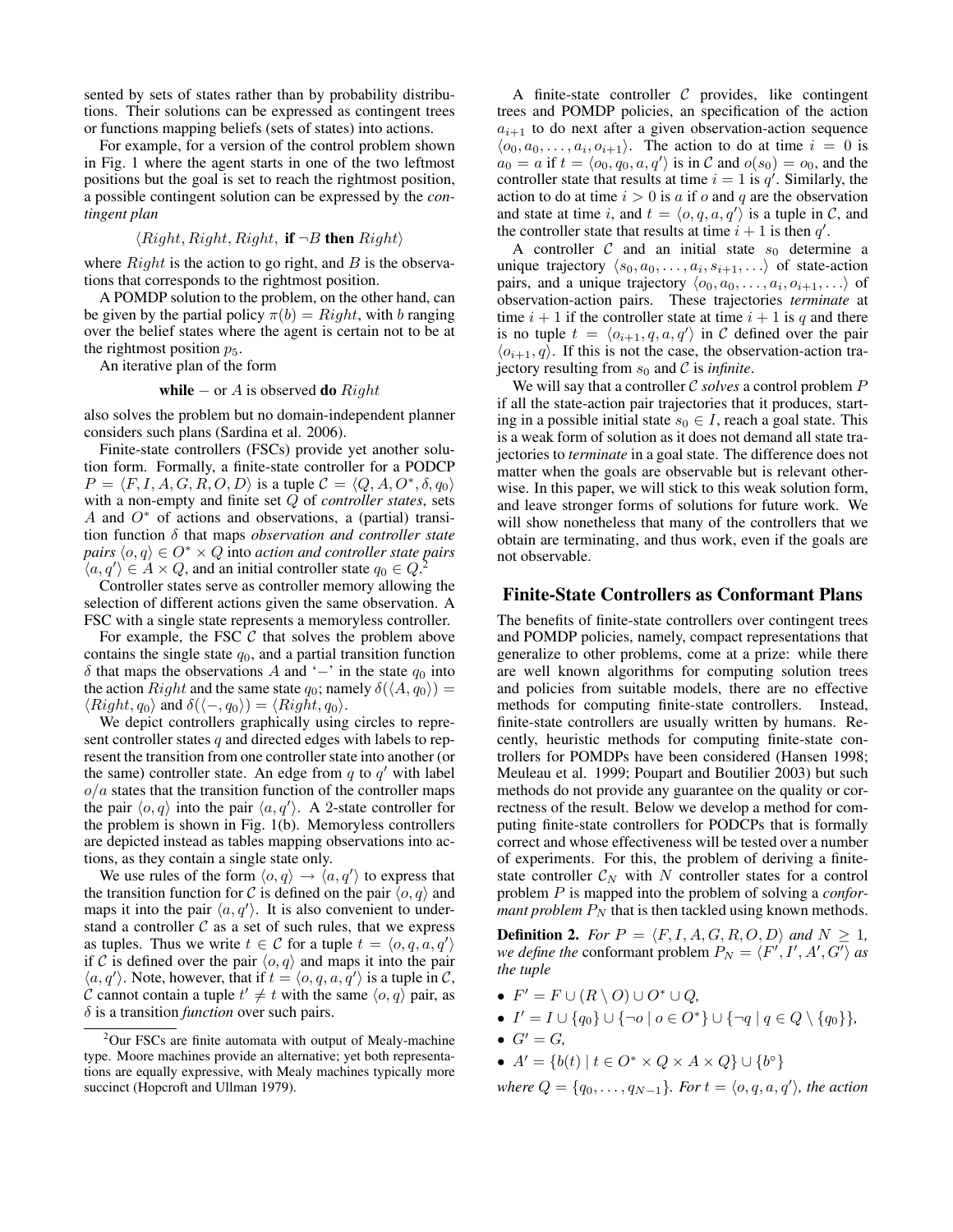sented by sets of states rather than by probability distributions. Their solutions can be expressed as contingent trees or functions mapping beliefs (sets of states) into actions.

For example, for a version of the control problem shown in Fig. 1 where the agent starts in one of the two leftmost positions but the goal is set to reach the rightmost position, a possible contingent solution can be expressed by the *contingent plan*

$$\langle Right, Right, Right, \textbf{ if } \neg B \textbf{ then } Right \rangle$$

where $Right$ is the action to go right, and $B$ is the observations that corresponds to the rightmost position.

A POMDP solution to the problem, on the other hand, can be given by the partial policy $\pi(b) = Right$, with $b$ ranging over the belief states where the agent is certain not to be at the rightmost position $p_5$.

An iterative plan of the form

$$\textbf{while } - \text{ or } A \text{ is observed } \textbf{do } Right$$

also solves the problem but no domain-independent planner considers such plans (Sardina et al. 2006).

Finite-state controllers (FSCs) provide yet another solution form. Formally, a finite-state controller for a PODCP $P = \langle F, I, A, G, R, O, D\rangle$ is a tuple $\mathcal{C} = \langle Q, A, O^*, \delta, q_0\rangle$ with a non-empty and finite set $Q$ of *controller states*, sets $A$ and $O^*$ of actions and observations, a (partial) transition function $\delta$ that maps *observation and controller state pairs* $\langle o, q\rangle \in O^* \times Q$ into *action and controller state pairs* $\langle a, q'\rangle \in A \times Q$, and an initial controller state $q_0 \in Q$.[2]

Controller states serve as controller memory allowing the selection of different actions given the same observation. A FSC with a single state represents a memoryless controller.

For example, the FSC $\mathcal{C}$ that solves the problem above contains the single state $q_0$, and a partial transition function $\delta$ that maps the observations $A$ and '$-$' in the state $q_0$ into the action $Right$ and the same state $q_0$; namely $\delta(\langle A, q_0\rangle) = \langle Right, q_0\rangle$ and $\delta(\langle -, q_0\rangle) = \langle Right, q_0\rangle$.

We depict controllers graphically using circles to represent controller states $q$ and directed edges with labels to represent the transition from one controller state into another (or the same) controller state. An edge from $q$ to $q'$ with label $o/a$ states that the transition function of the controller maps the pair $\langle o, q\rangle$ into the pair $\langle a, q'\rangle$. A 2-state controller for the problem is shown in Fig. 1(b). Memoryless controllers are depicted instead as tables mapping observations into actions, as they contain a single state only.

We use rules of the form $\langle o, q\rangle \rightarrow \langle a, q'\rangle$ to express that the transition function for $\mathcal{C}$ is defined on the pair $\langle o, q\rangle$ and maps it into the pair $\langle a, q'\rangle$. It is also convenient to understand a controller $\mathcal{C}$ as a set of such rules, that we express as tuples. Thus we write $t \in \mathcal{C}$ for a tuple $t = \langle o, q, a, q'\rangle$ if $\mathcal{C}$ is defined over the pair $\langle o, q\rangle$ and maps it into the pair $\langle a, q'\rangle$. Note, however, that if $t = \langle o, q, a, q'\rangle$ is a tuple in $\mathcal{C}$, $\mathcal{C}$ cannot contain a tuple $t' \neq t$ with the same $\langle o, q\rangle$ pair, as $\delta$ is a transition *function* over such pairs.

[2] Our FSCs are finite automata with output of Mealy-machine type. Moore machines provide an alternative; yet both representations are equally expressive, with Mealy machines typically more succinct (Hopcroft and Ullman 1979).

A finite-state controller $\mathcal{C}$ provides, like contingent trees and POMDP policies, an specification of the action $a_{i+1}$ to do next after a given observation-action sequence $\langle o_0, a_0, \ldots, a_i, o_{i+1}\rangle$. The action to do at time $i = 0$ is $a_0 = a$ if $t = \langle o_0, q_0, a, q'\rangle$ is in $\mathcal{C}$ and $o(s_0) = o_0$, and the controller state that results at time $i = 1$ is $q'$. Similarly, the action to do at time $i > 0$ is $a$ if $o$ and $q$ are the observation and state at time $i$, and $t = \langle o, q, a, q'\rangle$ is a tuple in $\mathcal{C}$, and the controller state that results at time $i + 1$ is then $q'$.

A controller $\mathcal{C}$ and an initial state $s_0$ determine a unique trajectory $\langle s_0, a_0, \ldots, a_i, s_{i+1}, \ldots\rangle$ of state-action pairs, and a unique trajectory $\langle o_0, a_0, \ldots, a_i, o_{i+1}, \ldots\rangle$ of observation-action pairs. These trajectories *terminate* at time $i + 1$ if the controller state at time $i + 1$ is $q$ and there is no tuple $t = \langle o_{i+1}, q, a, q'\rangle$ in $\mathcal{C}$ defined over the pair $\langle o_{i+1}, q\rangle$. If this is not the case, the observation-action trajectory resulting from $s_0$ and $\mathcal{C}$ is *infinite*.

We will say that a controller $\mathcal{C}$ *solves* a control problem $P$ if all the state-action pair trajectories that it produces, starting in a possible initial state $s_0 \in I$, reach a goal state. This is a weak form of solution as it does not demand all state trajectories to *terminate* in a goal state. The difference does not matter when the goals are observable but is relevant otherwise. In this paper, we will stick to this weak solution form, and leave stronger forms of solutions for future work. We will show nonetheless that many of the controllers that we obtain are terminating, and thus work, even if the goals are not observable.

## Finite-State Controllers as Conformant Plans

The benefits of finite-state controllers over contingent trees and POMDP policies, namely, compact representations that generalize to other problems, come at a prize: while there are well known algorithms for computing solution trees and policies from suitable models, there are no effective methods for computing finite-state controllers. Instead, finite-state controllers are usually written by humans. Recently, heuristic methods for computing finite-state controllers for POMDPs have been considered (Hansen 1998; Meuleau et al. 1999; Poupart and Boutilier 2003) but such methods do not provide any guarantee on the quality or correctness of the result. Below we develop a method for computing finite-state controllers for PODCPs that is formally correct and whose effectiveness will be tested over a number of experiments. For this, the problem of deriving a finite-state controller $\mathcal{C}_N$ with $N$ controller states for a control problem $P$ is mapped into the problem of solving a *conformant problem* $P_N$ that is then tackled using known methods.

**Definition 2.** *For* $P = \langle F, I, A, G, R, O, D\rangle$ *and* $N \geq 1$, *we define the* conformant problem $P_N = \langle F', I', A', G'\rangle$ *as the tuple*

- $F' = F \cup (R \setminus O) \cup O^* \cup Q$,
- $I' = I \cup \{q_0\} \cup \{\neg o \mid o \in O^*\} \cup \{\neg q \mid q \in Q \setminus \{q_0\}\}$,
- $G' = G$,
- $A' = \{b(t) \mid t \in O^* \times Q \times A \times Q\} \cup \{b^\circ\}$

*where* $Q = \{q_0, \ldots, q_{N-1}\}$. *For* $t = \langle o, q, a, q'\rangle$, *the action*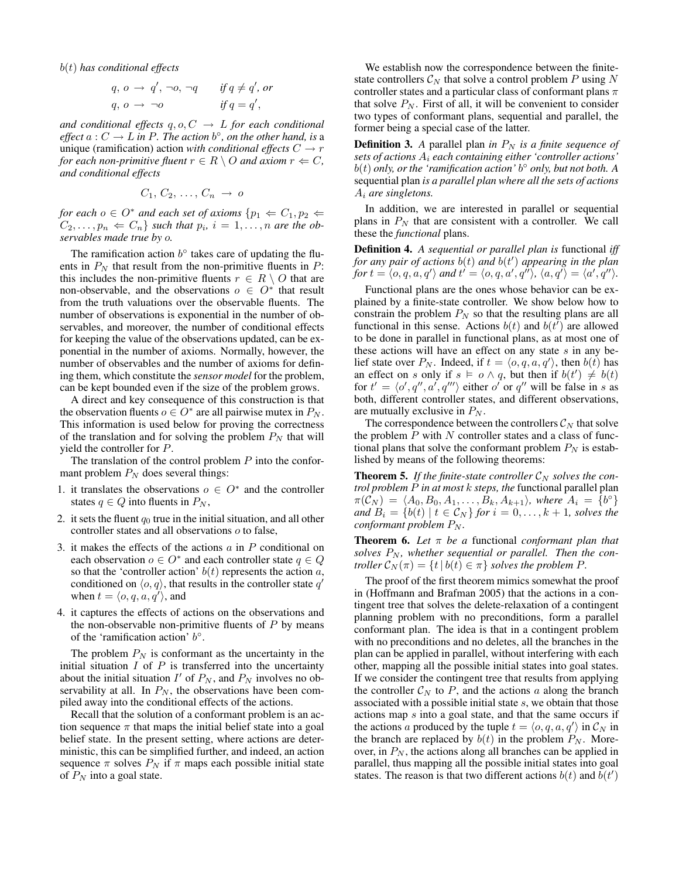*$b(t)$ has conditional effects*

$$q,\, o \;\rightarrow\; q',\, \neg o,\, \neg q \qquad \textit{if } q \neq q', \textit{ or}$$

$$q,\, o \;\rightarrow\; \neg o \qquad\qquad\quad \textit{if } q = q',$$

*and conditional effects $q, o, C \;\rightarrow\; L$ for each conditional effect $a : C \rightarrow L$ in $P$. The action $b^\circ$, on the other hand, is* a unique (ramification) action *with conditional effects $C \rightarrow r$ for each non-primitive fluent $r \in R \setminus O$ and axiom $r \Leftarrow C$, and conditional effects*

$$C_1,\, C_2,\, \ldots,\, C_n \;\rightarrow\; o$$

*for each $o \in O^*$ and each set of axioms $\{p_1 \Leftarrow C_1, p_2 \Leftarrow C_2, \ldots, p_n \Leftarrow C_n\}$ such that $p_i$, $i = 1, \ldots, n$ are the observables made true by $o$.*

The ramification action $b^\circ$ takes care of updating the fluents in $P_N$ that result from the non-primitive fluents in $P$: this includes the non-primitive fluents $r \in R \setminus O$ that are non-observable, and the observations $o \in O^*$ that result from the truth valuations over the observable fluents. The number of observations is exponential in the number of observables, and moreover, the number of conditional effects for keeping the value of the observations updated, can be exponential in the number of axioms. Normally, however, the number of observables and the number of axioms for defining them, which constitute the *sensor model* for the problem, can be kept bounded even if the size of the problem grows.

A direct and key consequence of this construction is that the observation fluents $o \in O^*$ are all pairwise mutex in $P_N$. This information is used below for proving the correctness of the translation and for solving the problem $P_N$ that will yield the controller for $P$.

The translation of the control problem $P$ into the conformant problem $P_N$ does several things:

1. it translates the observations $o \in O^*$ and the controller states $q \in Q$ into fluents in $P_N$,
2. it sets the fluent $q_0$ true in the initial situation, and all other controller states and all observations $o$ to false,
3. it makes the effects of the actions $a$ in $P$ conditional on each observation $o \in O^*$ and each controller state $q \in Q$ so that the 'controller action' $b(t)$ represents the action $a$, conditioned on $\langle o, q \rangle$, that results in the controller state $q'$ when $t = \langle o, q, a, q' \rangle$, and
4. it captures the effects of actions on the observations and the non-observable non-primitive fluents of $P$ by means of the 'ramification action' $b^\circ$.

The problem $P_N$ is conformant as the uncertainty in the initial situation $I$ of $P$ is transferred into the uncertainty about the initial situation $I'$ of $P_N$, and $P_N$ involves no observability at all. In $P_N$, the observations have been compiled away into the conditional effects of the actions.

Recall that the solution of a conformant problem is an action sequence $\pi$ that maps the initial belief state into a goal belief state. In the present setting, where actions are deterministic, this can be simplified further, and indeed, an action sequence $\pi$ solves $P_N$ if $\pi$ maps each possible initial state of $P_N$ into a goal state.

We establish now the correspondence between the finite-state controllers $\mathcal{C}_N$ that solve a control problem $P$ using $N$ controller states and a particular class of conformant plans $\pi$ that solve $P_N$. First of all, it will be convenient to consider two types of conformant plans, sequential and parallel, the former being a special case of the latter.

**Definition 3.** *A* parallel plan *in $P_N$ is a finite sequence of sets of actions $A_i$ each containing either 'controller actions' $b(t)$ only, or the 'ramification action' $b^\circ$ only, but not both. A* sequential plan *is a parallel plan where all the sets of actions $A_i$ are singletons.*

In addition, we are interested in parallel or sequential plans in $P_N$ that are consistent with a controller. We call these the *functional* plans.

**Definition 4.** *A sequential or parallel plan is* functional *iff for any pair of actions $b(t)$ and $b(t')$ appearing in the plan for $t = \langle o, q, a, q' \rangle$ and $t' = \langle o, q, a', q'' \rangle$, $\langle a, q' \rangle = \langle a', q'' \rangle$.*

Functional plans are the ones whose behavior can be explained by a finite-state controller. We show below how to constrain the problem $P_N$ so that the resulting plans are all functional in this sense. Actions $b(t)$ and $b(t')$ are allowed to be done in parallel in functional plans, as at most one of these actions will have an effect on any state $s$ in any belief state over $P_N$. Indeed, if $t = \langle o, q, a, q' \rangle$, then $b(t)$ has an effect on $s$ only if $s \models o \wedge q$, but then if $b(t') \neq b(t)$ for $t' = \langle o', q'', a', q''' \rangle$ either $o'$ or $q''$ will be false in $s$ as both, different controller states, and different observations, are mutually exclusive in $P_N$.

The correspondence between the controllers $\mathcal{C}_N$ that solve the problem $P$ with $N$ controller states and a class of functional plans that solve the conformant problem $P_N$ is established by means of the following theorems:

**Theorem 5.** *If the finite-state controller $\mathcal{C}_N$ solves the control problem $P$ in at most $k$ steps, the* functional parallel plan *$\pi(\mathcal{C}_N) = \langle A_0, B_0, A_1, \ldots, B_k, A_{k+1} \rangle$, where $A_i = \{b^\circ\}$ and $B_i = \{b(t) \mid t \in \mathcal{C}_N\}$ for $i = 0, \ldots, k+1$, solves the conformant problem $P_N$.*

**Theorem 6.** *Let $\pi$ be a* functional *conformant plan that solves $P_N$, whether sequential or parallel. Then the controller $\mathcal{C}_N(\pi) = \{t \mid b(t) \in \pi\}$ solves the problem $P$.*

The proof of the first theorem mimics somewhat the proof in (Hoffmann and Brafman 2005) that the actions in a contingent tree that solves the delete-relaxation of a contingent planning problem with no preconditions, form a parallel conformant plan. The idea is that in a contingent problem with no preconditions and no deletes, all the branches in the plan can be applied in parallel, without interfering with each other, mapping all the possible initial states into goal states. If we consider the contingent tree that results from applying the controller $\mathcal{C}_N$ to $P$, and the actions $a$ along the branch associated with a possible initial state $s$, we obtain that those actions map $s$ into a goal state, and that the same occurs if the actions $a$ produced by the tuple $t = \langle o, q, a, q' \rangle$ in $\mathcal{C}_N$ in the branch are replaced by $b(t)$ in the problem $P_N$. Moreover, in $P_N$, the actions along all branches can be applied in parallel, thus mapping all the possible initial states into goal states. The reason is that two different actions $b(t)$ and $b(t')$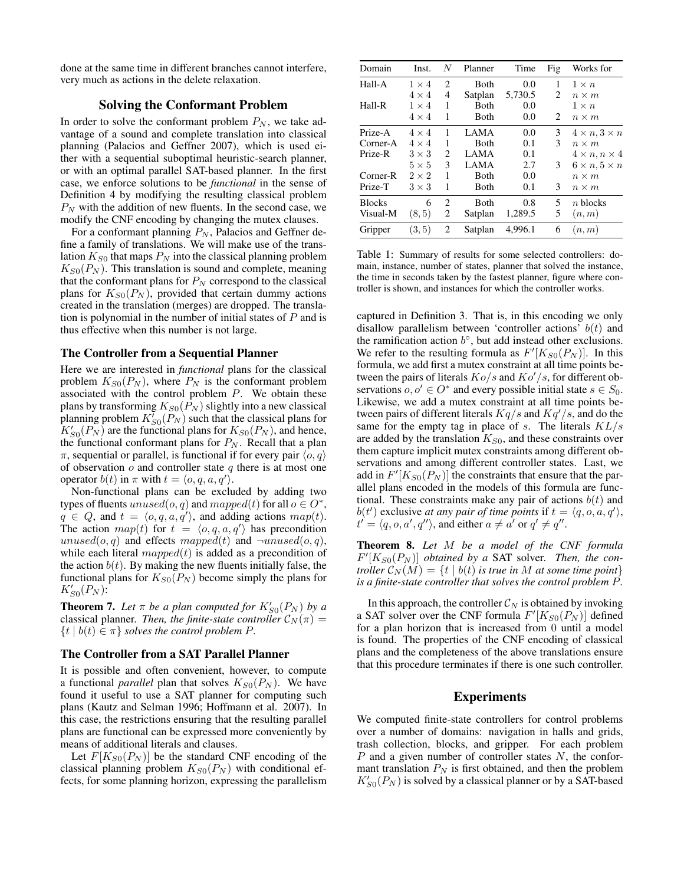done at the same time in different branches cannot interfere, very much as actions in the delete relaxation.

## Solving the Conformant Problem

In order to solve the conformant problem $P_N$, we take advantage of a sound and complete translation into classical planning (Palacios and Geffner 2007), which is used either with a sequential suboptimal heuristic-search planner, or with an optimal parallel SAT-based planner. In the first case, we enforce solutions to be *functional* in the sense of Definition 4 by modifying the resulting classical problem $P_N$ with the addition of new fluents. In the second case, we modify the CNF encoding by changing the mutex clauses.

For a conformant planning $P_N$, Palacios and Geffner define a family of translations. We will make use of the translation $K_{S0}$ that maps $P_N$ into the classical planning problem $K_{S0}(P_N)$. This translation is sound and complete, meaning that the conformant plans for $P_N$ correspond to the classical plans for $K_{S0}(P_N)$, provided that certain dummy actions created in the translation (merges) are dropped. The translation is polynomial in the number of initial states of $P$ and is thus effective when this number is not large.

### The Controller from a Sequential Planner

Here we are interested in *functional* plans for the classical problem $K_{S0}(P_N)$, where $P_N$ is the conformant problem associated with the control problem $P$. We obtain these plans by transforming $K_{S0}(P_N)$ slightly into a new classical planning problem $K'_{S0}(P_N)$ such that the classical plans for $K'_{S0}(P_N)$ are the functional plans for $K_{S0}(P_N)$, and hence, the functional conformant plans for $P_N$. Recall that a plan $\pi$, sequential or parallel, is functional if for every pair $\langle o, q\rangle$ of observation $o$ and controller state $q$ there is at most one operator $b(t)$ in $\pi$ with $t = \langle o, q, a, q'\rangle$.

Non-functional plans can be excluded by adding two types of fluents $unused(o, q)$ and $mapped(t)$ for all $o \in O^*$, $q \in Q$, and $t = \langle o, q, a, q'\rangle$, and adding actions $map(t)$. The action $map(t)$ for $t = \langle o, q, a, q'\rangle$ has precondition $unused(o, q)$ and effects $mapped(t)$ and $\neg unused(o, q)$, while each literal $mapped(t)$ is added as a precondition of the action $b(t)$. By making the new fluents initially false, the functional plans for $K_{S0}(P_N)$ become simply the plans for $K'_{S0}(P_N)$:

**Theorem 7.** *Let $\pi$ be a plan computed for $K'_{S0}(P_N)$ by a* classical planner. *Then, the finite-state controller $\mathcal{C}_N(\pi) = \{t \mid b(t) \in \pi\}$ solves the control problem $P$.*

### The Controller from a SAT Parallel Planner

It is possible and often convenient, however, to compute a functional *parallel* plan that solves $K_{S0}(P_N)$. We have found it useful to use a SAT planner for computing such plans (Kautz and Selman 1996; Hoffmann et al. 2007). In this case, the restrictions ensuring that the resulting parallel plans are functional can be expressed more conveniently by means of additional literals and clauses.

Let $F[K_{S0}(P_N)]$ be the standard CNF encoding of the classical planning problem $K_{S0}(P_N)$ with conditional effects, for some planning horizon, expressing the parallelism captured in Definition 3. That is, in this encoding we only disallow parallelism between 'controller actions' $b(t)$ and the ramification action $b^\circ$, but add instead other exclusions. We refer to the resulting formula as $F'[K_{S0}(P_N)]$. In this formula, we add first a mutex constraint at all time points between the pairs of literals $Ko/s$ and $Ko'/s$, for different observations $o, o' \in O^*$ and every possible initial state $s \in S_0$. Likewise, we add a mutex constraint at all time points between pairs of different literals $Kq/s$ and $Kq'/s$, and do the same for the empty tag in place of $s$. The literals $KL/s$ are added by the translation $K_{S0}$, and these constraints over them capture implicit mutex constraints among different observations and among different controller states. Last, we add in $F'[K_{S0}(P_N)]$ the constraints that ensure that the parallel plans encoded in the models of this formula are functional. These constraints make any pair of actions $b(t)$ and $b(t')$ exclusive *at any pair of time points* if $t = \langle q, o, a, q'\rangle$, $t' = \langle q, o, a', q''\rangle$, and either $a \neq a'$ or $q' \neq q''$.

**Theorem 8.** *Let $M$ be a model of the CNF formula $F'[K_{S0}(P_N)]$ obtained by a* SAT *solver. Then, the controller $\mathcal{C}_N(M) = \{t \mid b(t)$ is true in $M$ at some time point$\}$ is a finite-state controller that solves the control problem $P$.*

In this approach, the controller $\mathcal{C}_N$ is obtained by invoking a SAT solver over the CNF formula $F'[K_{S0}(P_N)]$ defined for a plan horizon that is increased from 0 until a model is found. The properties of the CNF encoding of classical plans and the completeness of the above translations ensure that this procedure terminates if there is one such controller.

| Domain | Inst. | $N$ | Planner | Time | Fig | Works for |
|---|---|---|---|---|---|---|
| Hall-A | $1 \times 4$ | 2 | Both | 0.0 | 1 | $1 \times n$ |
| | $4 \times 4$ | 4 | Satplan | 5,730.5 | 2 | $n \times m$ |
| Hall-R | $1 \times 4$ | 1 | Both | 0.0 | | $1 \times n$ |
| | $4 \times 4$ | 1 | Both | 0.0 | 2 | $n \times m$ |
| Prize-A | $4 \times 4$ | 1 | LAMA | 0.0 | 3 | $4 \times n, 3 \times n$ |
| Corner-A | $4 \times 4$ | 1 | Both | 0.1 | 3 | $n \times m$ |
| Prize-R | $3 \times 3$ | 2 | LAMA | 0.1 | | $4 \times n, n \times 4$ |
| | $5 \times 5$ | 3 | LAMA | 2.7 | 3 | $6 \times n, 5 \times n$ |
| Corner-R | $2 \times 2$ | 1 | Both | 0.0 | | $n \times m$ |
| Prize-T | $3 \times 3$ | 1 | Both | 0.1 | 3 | $n \times m$ |
| Blocks | 6 | 2 | Both | 0.8 | 5 | $n$ blocks |
| Visual-M | $(8, 5)$ | 2 | Satplan | 1,289.5 | 5 | $(n, m)$ |
| Gripper | $(3, 5)$ | 2 | Satplan | 4,996.1 | 6 | $(n, m)$ |

Table 1: Summary of results for some selected controllers: domain, instance, number of states, planner that solved the instance, the time in seconds taken by the fastest planner, figure where controller is shown, and instances for which the controller works.

## Experiments

We computed finite-state controllers for control problems over a number of domains: navigation in halls and grids, trash collection, blocks, and gripper. For each problem $P$ and a given number of controller states $N$, the conformant translation $P_N$ is first obtained, and then the problem $K'_{S0}(P_N)$ is solved by a classical planner or by a SAT-based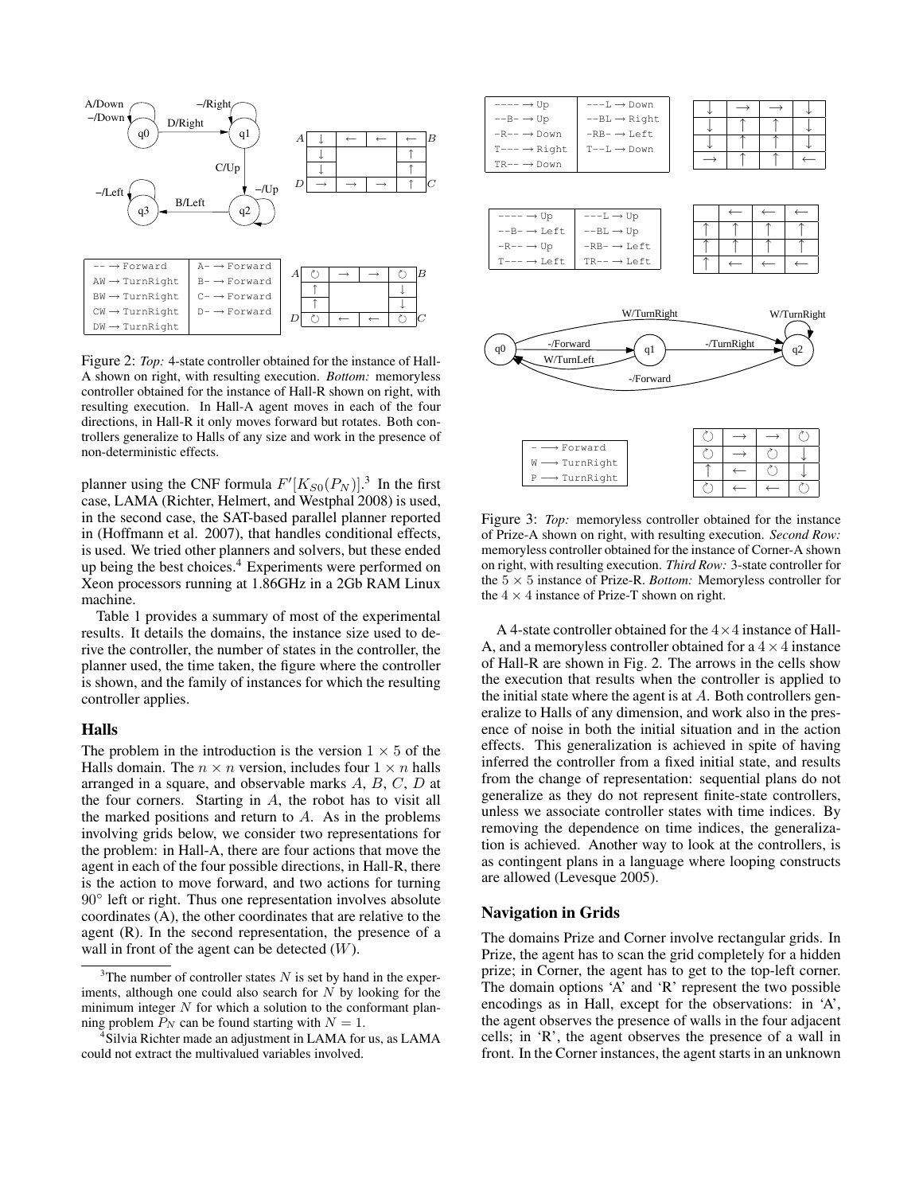Figure 2: *Top:* 4-state controller obtained for the instance of Hall-A shown on right, with resulting execution. *Bottom:* memoryless controller obtained for the instance of Hall-R shown on right, with resulting execution. In Hall-A agent moves in each of the four directions, in Hall-R it only moves forward but rotates. Both controllers generalize to Halls of any size and work in the presence of non-deterministic effects.

planner using the CNF formula $F'[K_{S0}(P_N)]$.[3] In the first case, LAMA (Richter, Helmert, and Westphal 2008) is used, in the second case, the SAT-based parallel planner reported in (Hoffmann et al. 2007), that handles conditional effects, is used. We tried other planners and solvers, but these ended up being the best choices.[4] Experiments were performed on Xeon processors running at 1.86GHz in a 2Gb RAM Linux machine.

Table 1 provides a summary of most of the experimental results. It details the domains, the instance size used to derive the controller, the number of states in the controller, the planner used, the time taken, the figure where the controller is shown, and the family of instances for which the resulting controller applies.

## Halls

The problem in the introduction is the version $1 \times 5$ of the Halls domain. The $n \times n$ version, includes four $1 \times n$ halls arranged in a square, and observable marks $A$, $B$, $C$, $D$ at the four corners. Starting in $A$, the robot has to visit all the marked positions and return to $A$. As in the problems involving grids below, we consider two representations for the problem: in Hall-A, there are four actions that move the agent in each of the four possible directions, in Hall-R, there is the action to move forward, and two actions for turning $90^\circ$ left or right. Thus one representation involves absolute coordinates (A), the other coordinates that are relative to the agent (R). In the second representation, the presence of a wall in front of the agent can be detected ($W$).

[3] The number of controller states $N$ is set by hand in the experiments, although one could also search for $N$ by looking for the minimum integer $N$ for which a solution to the conformant planning problem $P_N$ can be found starting with $N = 1$.

[4] Silvia Richter made an adjustment in LAMA for us, as LAMA could not extract the multivalued variables involved.

Figure 3: *Top:* memoryless controller obtained for the instance of Prize-A shown on right, with resulting execution. *Second Row:* memoryless controller obtained for the instance of Corner-A shown on right, with resulting execution. *Third Row:* 3-state controller for the $5 \times 5$ instance of Prize-R. *Bottom:* Memoryless controller for the $4 \times 4$ instance of Prize-T shown on right.

A 4-state controller obtained for the $4 \times 4$ instance of Hall-A, and a memoryless controller obtained for a $4 \times 4$ instance of Hall-R are shown in Fig. 2. The arrows in the cells show the execution that results when the controller is applied to the initial state where the agent is at $A$. Both controllers generalize to Halls of any dimension, and work also in the presence of noise in both the initial situation and in the action effects. This generalization is achieved in spite of having inferred the controller from a fixed initial state, and results from the change of representation: sequential plans do not generalize as they do not represent finite-state controllers, unless we associate controller states with time indices. By removing the dependence on time indices, the generalization is achieved. Another way to look at the controllers, is as contingent plans in a language where looping constructs are allowed (Levesque 2005).

## Navigation in Grids

The domains Prize and Corner involve rectangular grids. In Prize, the agent has to scan the grid completely for a hidden prize; in Corner, the agent has to get to the top-left corner. The domain options 'A' and 'R' represent the two possible encodings as in Hall, except for the observations: in 'A', the agent observes the presence of walls in the four adjacent cells; in 'R', the agent observes the presence of a wall in front. In the Corner instances, the agent starts in an unknown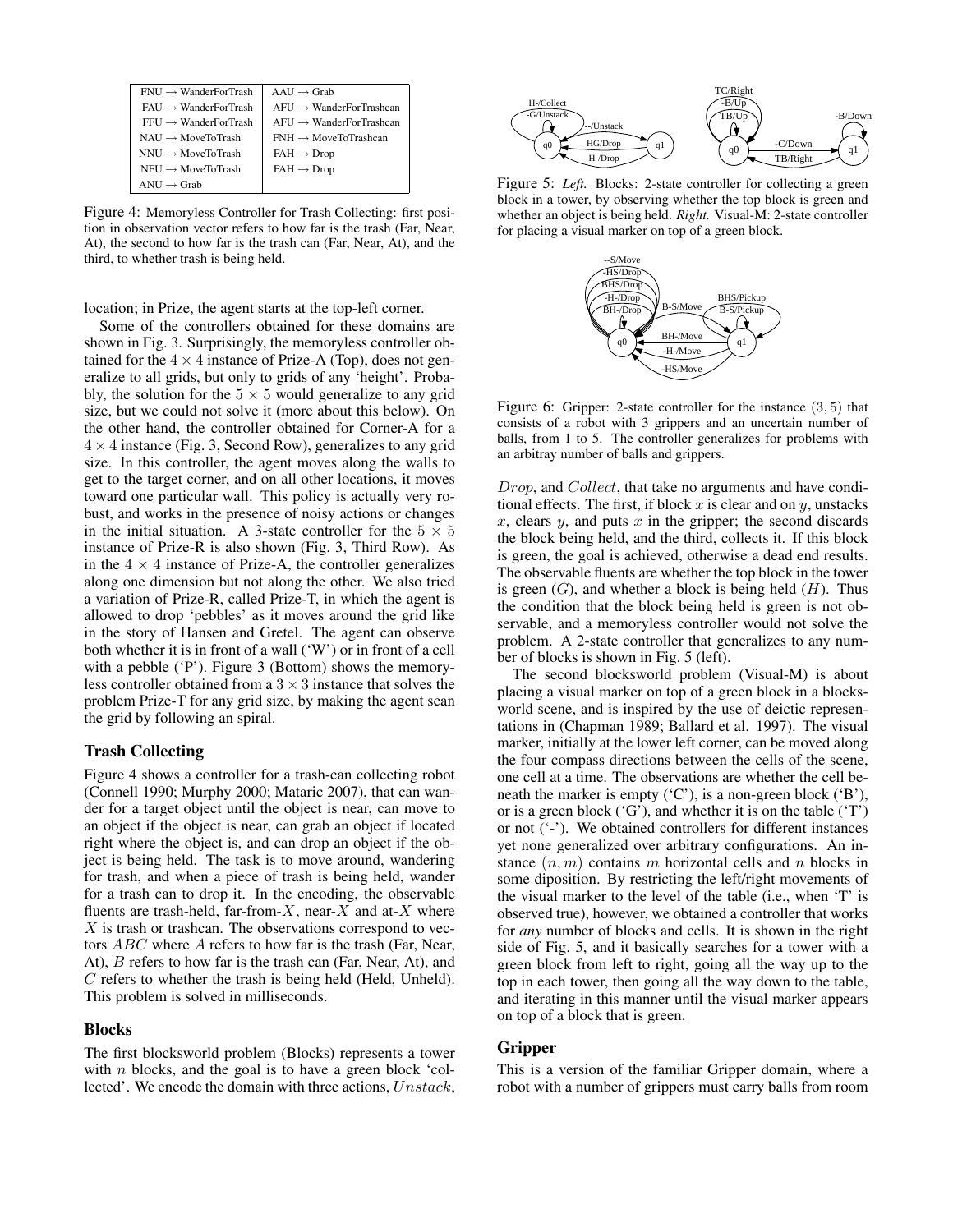| | |
|---|---|
| FNU → WanderForTrash | AAU → Grab |
| FAU → WanderForTrash | AFU → WanderForTrashcan |
| FFU → WanderForTrash | AFU → WanderForTrashcan |
| NAU → MoveToTrash | FNH → MoveToTrashcan |
| NNU → MoveToTrash | FAH → Drop |
| NFU → MoveToTrash | FAH → Drop |
| ANU → Grab | |

Figure 4: Memoryless Controller for Trash Collecting: first position in observation vector refers to how far is the trash (Far, Near, At), the second to how far is the trash can (Far, Near, At), and the third, to whether trash is being held.

location; in Prize, the agent starts at the top-left corner.

Some of the controllers obtained for these domains are shown in Fig. 3. Surprisingly, the memoryless controller obtained for the $4 \times 4$ instance of Prize-A (Top), does not generalize to all grids, but only to grids of any 'height'. Probably, the solution for the $5 \times 5$ would generalize to any grid size, but we could not solve it (more about this below). On the other hand, the controller obtained for Corner-A for a $4 \times 4$ instance (Fig. 3, Second Row), generalizes to any grid size. In this controller, the agent moves along the walls to get to the target corner, and on all other locations, it moves toward one particular wall. This policy is actually very robust, and works in the presence of noisy actions or changes in the initial situation. A 3-state controller for the $5 \times 5$ instance of Prize-R is also shown (Fig. 3, Third Row). As in the $4 \times 4$ instance of Prize-A, the controller generalizes along one dimension but not along the other. We also tried a variation of Prize-R, called Prize-T, in which the agent is allowed to drop 'pebbles' as it moves around the grid like in the story of Hansen and Gretel. The agent can observe both whether it is in front of a wall ('W') or in front of a cell with a pebble ('P'). Figure 3 (Bottom) shows the memoryless controller obtained from a $3 \times 3$ instance that solves the problem Prize-T for any grid size, by making the agent scan the grid by following an spiral.

## Trash Collecting

Figure 4 shows a controller for a trash-can collecting robot (Connell 1990; Murphy 2000; Mataric 2007), that can wander for a target object until the object is near, can move to an object if the object is near, can grab an object if located right where the object is, and can drop an object if the object is being held. The task is to move around, wandering for trash, and when a piece of trash is being held, wander for a trash can to drop it. In the encoding, the observable fluents are trash-held, far-from-$X$, near-$X$ and at-$X$ where $X$ is trash or trashcan. The observations correspond to vectors $ABC$ where $A$ refers to how far is the trash (Far, Near, At), $B$ refers to how far is the trash can (Far, Near, At), and $C$ refers to whether the trash is being held (Held, Unheld). This problem is solved in milliseconds.

## Blocks

The first blocksworld problem (Blocks) represents a tower with $n$ blocks, and the goal is to have a green block 'collected'. We encode the domain with three actions, *Unstack*, *Drop*, and *Collect*, that take no arguments and have conditional effects. The first, if block $x$ is clear and on $y$, unstacks $x$, clears $y$, and puts $x$ in the gripper; the second discards the block being held, and the third, collects it. If this block is green, the goal is achieved, otherwise a dead end results. The observable fluents are whether the top block in the tower is green ($G$), and whether a block is being held ($H$). Thus the condition that the block being held is green is not observable, and a memoryless controller would not solve the problem. A 2-state controller that generalizes to any number of blocks is shown in Fig. 5 (left).

The second blocksworld problem (Visual-M) is about placing a visual marker on top of a green block in a blocksworld scene, and is inspired by the use of deictic representations in (Chapman 1989; Ballard et al. 1997). The visual marker, initially at the lower left corner, can be moved along the four compass directions between the cells of the scene, one cell at a time. The observations are whether the cell beneath the marker is empty ('C'), is a non-green block ('B'), or is a green block ('G'), and whether it is on the table ('T') or not ('-'). We obtained controllers for different instances yet none generalized over arbitrary configurations. An instance $(n, m)$ contains $m$ horizontal cells and $n$ blocks in some diposition. By restricting the left/right movements of the visual marker to the level of the table (i.e., when 'T' is observed true), however, we obtained a controller that works for *any* number of blocks and cells. It is shown in the right side of Fig. 5, and it basically searches for a tower with a green block from left to right, going all the way up to the top in each tower, then going all the way down to the table, and iterating in this manner until the visual marker appears on top of a block that is green.

Figure 5: *Left.* Blocks: 2-state controller for collecting a green block in a tower, by observing whether the top block is green and whether an object is being held. *Right.* Visual-M: 2-state controller for placing a visual marker on top of a green block.

Figure 6: Gripper: 2-state controller for the instance $(3, 5)$ that consists of a robot with 3 grippers and an uncertain number of balls, from 1 to 5. The controller generalizes for problems with an arbitray number of balls and grippers.

## Gripper

This is a version of the familiar Gripper domain, where a robot with a number of grippers must carry balls from room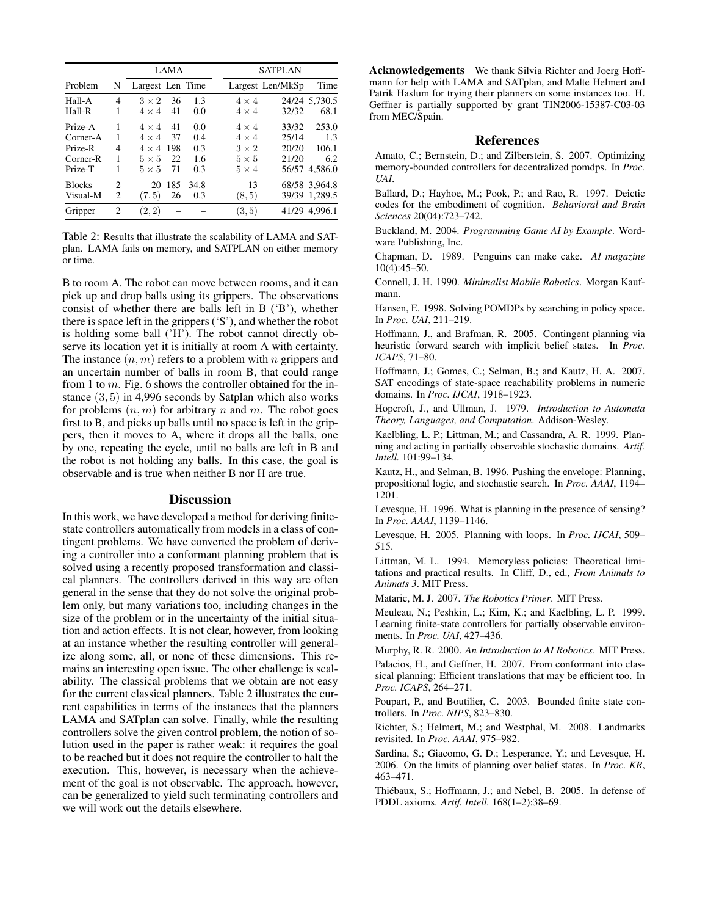| | | LAMA | | | SATPLAN | | |
|---|---|---|---|---|---|---|---|
| Problem | N | Largest | Len | Time | Largest | Len/MkSp | Time |
| Hall-A | 4 | $3 \times 2$ | 36 | 1.3 | $4 \times 4$ | 24/24 | 5,730.5 |
| Hall-R | 1 | $4 \times 4$ | 41 | 0.0 | $4 \times 4$ | 32/32 | 68.1 |
| Prize-A | 1 | $4 \times 4$ | 41 | 0.0 | $4 \times 4$ | 33/32 | 253.0 |
| Corner-A | 1 | $4 \times 4$ | 37 | 0.4 | $4 \times 4$ | 25/14 | 1.3 |
| Prize-R | 4 | $4 \times 4$ | 198 | 0.3 | $3 \times 2$ | 20/20 | 106.1 |
| Corner-R | 1 | $5 \times 5$ | 22 | 1.6 | $5 \times 5$ | 21/20 | 6.2 |
| Prize-T | 1 | $5 \times 5$ | 71 | 0.3 | $5 \times 4$ | 56/57 | 4,586.0 |
| Blocks | 2 | 20 | 185 | 34.8 | 13 | 68/58 | 3,964.8 |
| Visual-M | 2 | $(7, 5)$ | 26 | 0.3 | $(8, 5)$ | 39/39 | 1,289.5 |
| Gripper | 2 | $(2, 2)$ | – | – | $(3, 5)$ | 41/29 | 4,996.1 |

Table 2: Results that illustrate the scalability of LAMA and SATplan. LAMA fails on memory, and SATPLAN on either memory or time.

B to room A. The robot can move between rooms, and it can pick up and drop balls using its grippers. The observations consist of whether there are balls left in B ('B'), whether there is space left in the grippers ('S'), and whether the robot is holding some ball ('H'). The robot cannot directly observe its location yet it is initially at room A with certainty. The instance $(n, m)$ refers to a problem with $n$ grippers and an uncertain number of balls in room B, that could range from 1 to $m$. Fig. 6 shows the controller obtained for the instance $(3, 5)$ in 4,996 seconds by Satplan which also works for problems $(n, m)$ for arbitrary $n$ and $m$. The robot goes first to B, and picks up balls until no space is left in the grippers, then it moves to A, where it drops all the balls, one by one, repeating the cycle, until no balls are left in B and the robot is not holding any balls. In this case, the goal is observable and is true when neither B nor H are true.

## Discussion

In this work, we have developed a method for deriving finite-state controllers automatically from models in a class of contingent problems. We have converted the problem of deriving a controller into a conformant planning problem that is solved using a recently proposed transformation and classical planners. The controllers derived in this way are often general in the sense that they do not solve the original problem only, but many variations too, including changes in the size of the problem or in the uncertainty of the initial situation and action effects. It is not clear, however, from looking at an instance whether the resulting controller will generalize along some, all, or none of these dimensions. This remains an interesting open issue. The other challenge is scalability. The classical problems that we obtain are not easy for the current classical planners. Table 2 illustrates the current capabilities in terms of the instances that the planners LAMA and SATplan can solve. Finally, while the resulting controllers solve the given control problem, the notion of solution used in the paper is rather weak: it requires the goal to be reached but it does not require the controller to halt the execution. This, however, is necessary when the achievement of the goal is not observable. The approach, however, can be generalized to yield such terminating controllers and we will work out the details elsewhere.

**Acknowledgements** We thank Silvia Richter and Joerg Hoffmann for help with LAMA and SATplan, and Malte Helmert and Patrik Haslum for trying their planners on some instances too. H. Geffner is partially supported by grant TIN2006-15387-C03-03 from MEC/Spain.

## References

Amato, C.; Bernstein, D.; and Zilberstein, S. 2007. Optimizing memory-bounded controllers for decentralized pomdps. In *Proc. UAI*.

Ballard, D.; Hayhoe, M.; Pook, P.; and Rao, R. 1997. Deictic codes for the embodiment of cognition. *Behavioral and Brain Sciences* 20(04):723–742.

Buckland, M. 2004. *Programming Game AI by Example*. Wordware Publishing, Inc.

Chapman, D. 1989. Penguins can make cake. *AI magazine* 10(4):45–50.

Connell, J. H. 1990. *Minimalist Mobile Robotics*. Morgan Kaufmann.

Hansen, E. 1998. Solving POMDPs by searching in policy space. In *Proc. UAI*, 211–219.

Hoffmann, J., and Brafman, R. 2005. Contingent planning via heuristic forward search with implicit belief states. In *Proc. ICAPS*, 71–80.

Hoffmann, J.; Gomes, C.; Selman, B.; and Kautz, H. A. 2007. SAT encodings of state-space reachability problems in numeric domains. In *Proc. IJCAI*, 1918–1923.

Hopcroft, J., and Ullman, J. 1979. *Introduction to Automata Theory, Languages, and Computation*. Addison-Wesley.

Kaelbling, L. P.; Littman, M.; and Cassandra, A. R. 1999. Planning and acting in partially observable stochastic domains. *Artif. Intell.* 101:99–134.

Kautz, H., and Selman, B. 1996. Pushing the envelope: Planning, propositional logic, and stochastic search. In *Proc. AAAI*, 1194–1201.

Levesque, H. 1996. What is planning in the presence of sensing? In *Proc. AAAI*, 1139–1146.

Levesque, H. 2005. Planning with loops. In *Proc. IJCAI*, 509–515.

Littman, M. L. 1994. Memoryless policies: Theoretical limitations and practical results. In Cliff, D., ed., *From Animals to Animats 3*. MIT Press.

Mataric, M. J. 2007. *The Robotics Primer*. MIT Press.

Meuleau, N.; Peshkin, L.; Kim, K.; and Kaelbling, L. P. 1999. Learning finite-state controllers for partially observable environments. In *Proc. UAI*, 427–436.

Murphy, R. R. 2000. *An Introduction to AI Robotics*. MIT Press.

Palacios, H., and Geffner, H. 2007. From conformant into classical planning: Efficient translations that may be efficient too. In *Proc. ICAPS*, 264–271.

Poupart, P., and Boutilier, C. 2003. Bounded finite state controllers. In *Proc. NIPS*, 823–830.

Richter, S.; Helmert, M.; and Westphal, M. 2008. Landmarks revisited. In *Proc. AAAI*, 975–982.

Sardina, S.; Giacomo, G. D.; Lesperance, Y.; and Levesque, H. 2006. On the limits of planning over belief states. In *Proc. KR*, 463–471.

Thiébaux, S.; Hoffmann, J.; and Nebel, B. 2005. In defense of PDDL axioms. *Artif. Intell.* 168(1–2):38–69.